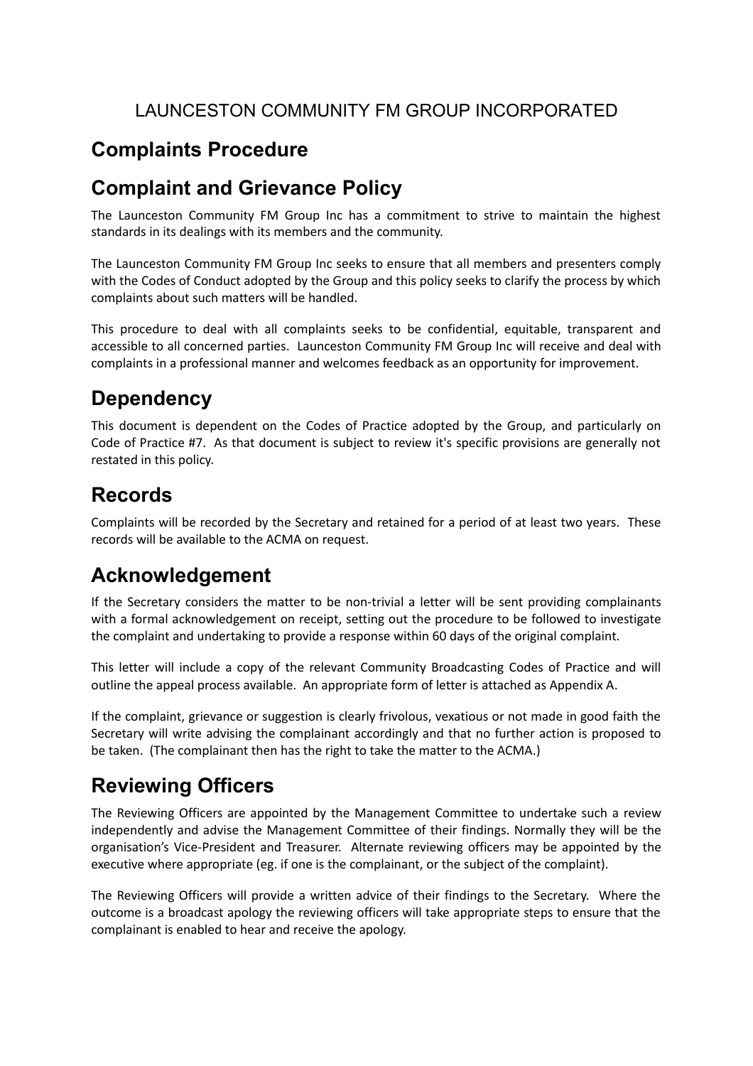LAUNCESTON COMMUNITY FM GROUP INCORPORATED

# Complaints Procedure

# Complaint and Grievance Policy

The Launceston Community FM Group Inc has a commitment to strive to maintain the highest standards in its dealings with its members and the community.

The Launceston Community FM Group Inc seeks to ensure that all members and presenters comply with the Codes of Conduct adopted by the Group and this policy seeks to clarify the process by which complaints about such matters will be handled.

This procedure to deal with all complaints seeks to be confidential, equitable, transparent and accessible to all concerned parties. Launceston Community FM Group Inc will receive and deal with complaints in a professional manner and welcomes feedback as an opportunity for improvement.

# Dependency

This document is dependent on the Codes of Practice adopted by the Group, and particularly on Code of Practice #7. As that document is subject to review it's specific provisions are generally not restated in this policy.

# Records

Complaints will be recorded by the Secretary and retained for a period of at least two years. These records will be available to the ACMA on request.

# Acknowledgement

If the Secretary considers the matter to be non-trivial a letter will be sent providing complainants with a formal acknowledgement on receipt, setting out the procedure to be followed to investigate the complaint and undertaking to provide a response within 60 days of the original complaint.

This letter will include a copy of the relevant Community Broadcasting Codes of Practice and will outline the appeal process available. An appropriate form of letter is attached as Appendix A.

If the complaint, grievance or suggestion is clearly frivolous, vexatious or not made in good faith the Secretary will write advising the complainant accordingly and that no further action is proposed to be taken. (The complainant then has the right to take the matter to the ACMA.)

# Reviewing Officers

The Reviewing Officers are appointed by the Management Committee to undertake such a review independently and advise the Management Committee of their findings. Normally they will be the organisation's Vice-President and Treasurer. Alternate reviewing officers may be appointed by the executive where appropriate (eg. if one is the complainant, or the subject of the complaint).

The Reviewing Officers will provide a written advice of their findings to the Secretary. Where the outcome is a broadcast apology the reviewing officers will take appropriate steps to ensure that the complainant is enabled to hear and receive the apology.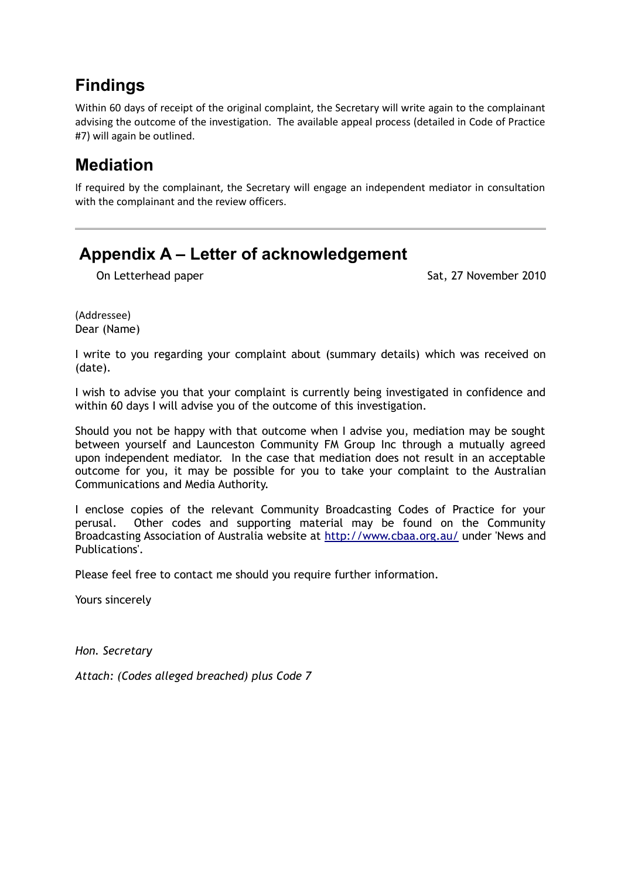## Findings

Within 60 days of receipt of the original complaint, the Secretary will write again to the complainant advising the outcome of the investigation. The available appeal process (detailed in Code of Practice #7) will again be outlined.

## Mediation

If required by the complainant, the Secretary will engage an independent mediator in consultation with the complainant and the review officers.

---

## Appendix A – Letter of acknowledgement

On Letterhead paper

Sat, 27 November 2010

(Addressee)
Dear (Name)

I write to you regarding your complaint about (summary details) which was received on (date).

I wish to advise you that your complaint is currently being investigated in confidence and within 60 days I will advise you of the outcome of this investigation.

Should you not be happy with that outcome when I advise you, mediation may be sought between yourself and Launceston Community FM Group Inc through a mutually agreed upon independent mediator. In the case that mediation does not result in an acceptable outcome for you, it may be possible for you to take your complaint to the Australian Communications and Media Authority.

I enclose copies of the relevant Community Broadcasting Codes of Practice for your perusal. Other codes and supporting material may be found on the Community Broadcasting Association of Australia website at http://www.cbaa.org.au/ under 'News and Publications'.

Please feel free to contact me should you require further information.

Yours sincerely

*Hon. Secretary*

*Attach: (Codes alleged breached) plus Code 7*